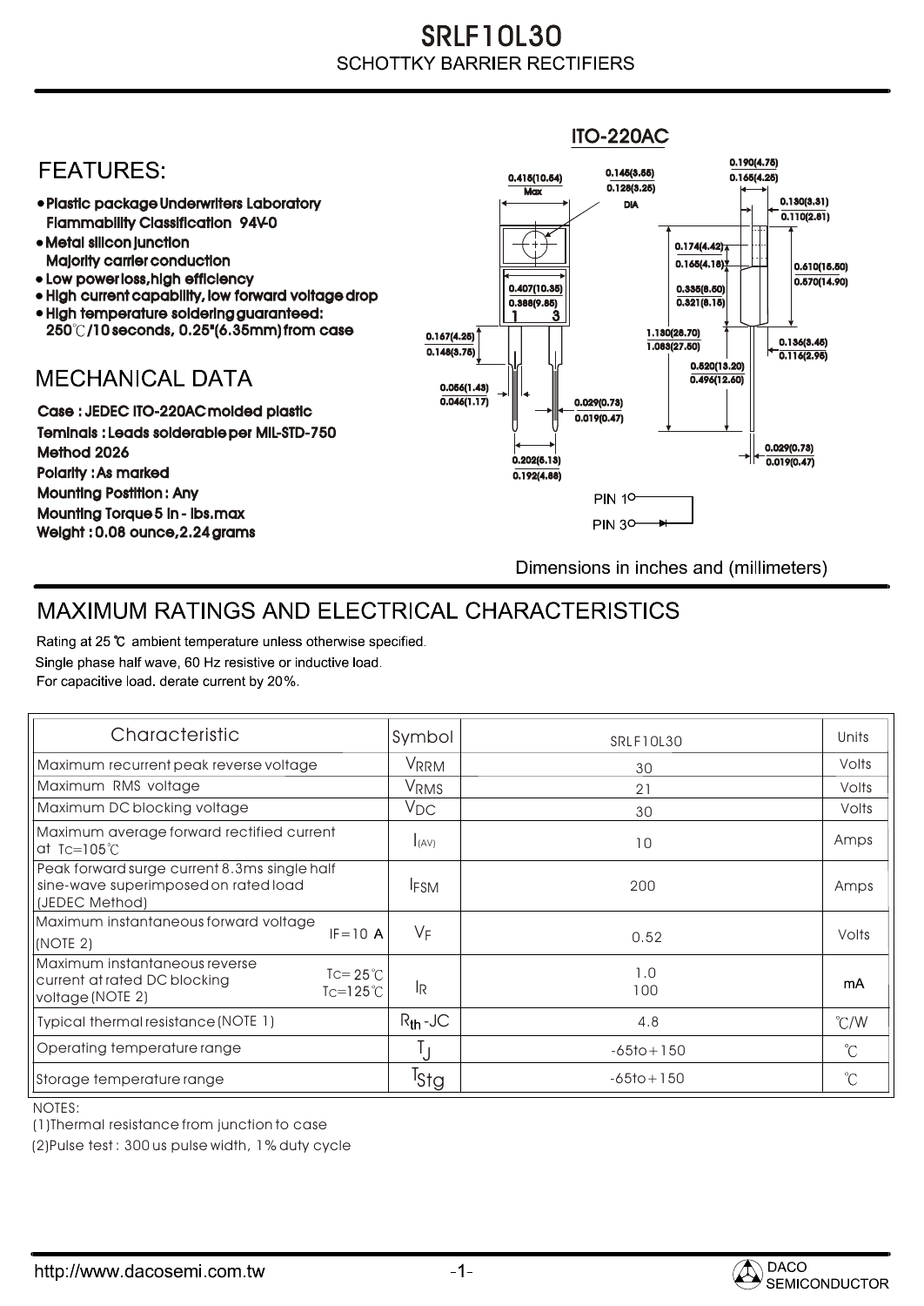# SRLF10L30

## SCHOTTKY BARRIER RECTIFIERS

## FEATURES:

- Plastic package Underwriters Laboratory Flammability Classification 94V-0
- Metal silicon junction Majority carrier conduction
- Low power loss, high efficiency
- High current capability, low forward voltage drop
- High temperature soldering guaranteed: 250℃/10 seconds, 0.25"(6.35mm) from case

## MECHANICAL DATA

Case : JEDEC ITO-220AC molded plastic

Teminals : Leads solderable per MIL-STD-750 Method 2026

Polarity : As marked

Mounting Postition : Any

Mounting Torque 5 in - lbs.max

Weight : 0.08 ounce, 2.24 grams

ITO-220AC

0.415(10.54) Max; 0.145(3.55) / 0.128(3.25) DIA; 0.190(4.75) / 0.165(4.25); 0.130(3.31) / 0.110(2.81); 0.174(4.42) / 0.165(4.18); 0.610(15.50) / 0.570(14.90); 0.407(10.35) / 0.388(9.85); 0.335(8.50) / 0.321(8.15); 0.167(4.25) / 0.148(3.75); 1.130(28.70) / 1.083(27.50); 0.136(3.45) / 0.116(2.95); 0.520(13.20) / 0.496(12.60); 0.056(1.43) / 0.046(1.17); 0.029(0.73) / 0.019(0.47); 0.202(5.13) / 0.192(4.88); 0.029(0.73) / 0.019(0.47)

PIN 1, PIN 3

Dimensions in inches and (millimeters)

## MAXIMUM RATINGS AND ELECTRICAL CHARACTERISTICS

Rating at 25 ℃ ambient temperature unless otherwise specified.
Single phase half wave, 60 Hz resistive or inductive load.
For capacitive load. derate current by 20%.

| Characteristic | | Symbol | SRLF10L30 | Units |
|---|---|---|---|---|
| Maximum recurrent peak reverse voltage | | $V_{RRM}$ | 30 | Volts |
| Maximum RMS voltage | | $V_{RMS}$ | 21 | Volts |
| Maximum DC blocking voltage | | $V_{DC}$ | 30 | Volts |
| Maximum average forward rectified current at $T_C$=105℃ | | $I_{(AV)}$ | 10 | Amps |
| Peak forward surge current 8.3ms single half sine-wave superimposed on rated load (JEDEC Method) | | $I_{FSM}$ | 200 | Amps |
| Maximum instantaneous forward voltage (NOTE 2) | IF=10 A | $V_F$ | 0.52 | Volts |
| Maximum instantaneous reverse current at rated DC blocking voltage (NOTE 2) | $T_C$= 25℃ | $I_R$ | 1.0 | mA |
| | $T_C$=125℃ | | 100 | |
| Typical thermal resistance (NOTE 1) | | $R_{th}$-JC | 4.8 | ℃/W |
| Operating temperature range | | $T_J$ | -65to+150 | ℃ |
| Storage temperature range | | $T_{Stg}$ | -65to+150 | ℃ |

NOTES:

(1)Thermal resistance from junction to case

(2)Pulse test : 300 us pulse width, 1% duty cycle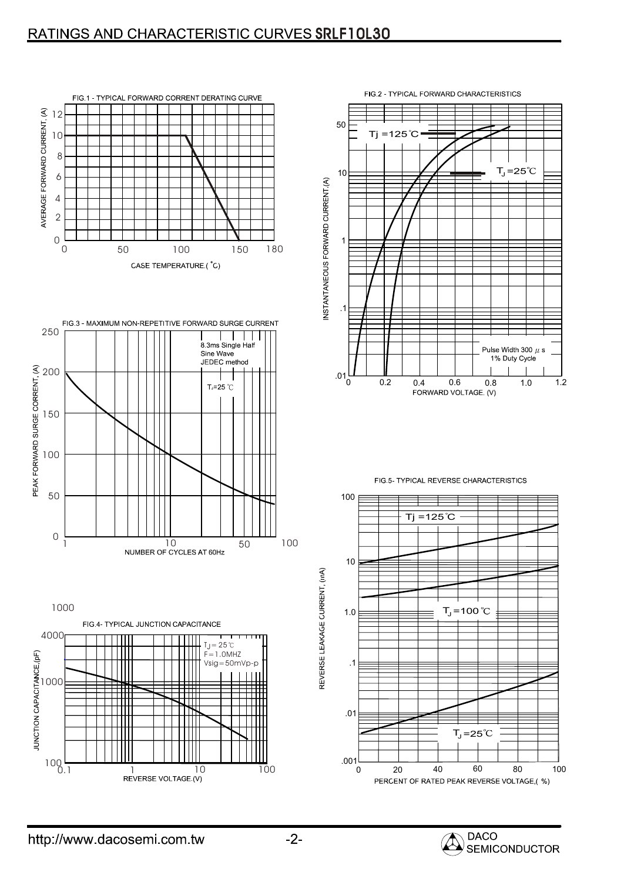# RATINGS AND CHARACTERISTIC CURVES SRLF10L30

FIG.1 - TYPICAL FORWARD CURRENT DERATING CURVE

AVERAGE FORWARD CURRENT, (A)

12
10
8
6
4
2
0

0 50 100 150 180

CASE TEMPERATURE.( ˚C)

FIG.2 - TYPICAL FORWARD CHARACTERISTICS

INSTANTANEOUS FORWARD CURRENT,(A)

50
10
1
.1
.01

Tj =125˚C

$T_J$=25℃

Pulse Width 300 μ s
1% Duty Cycle

0 0.2 0.4 0.6 0.8 1.0 1.2

FORWARD VOLTAGE. (V)

FIG.3 - MAXIMUM NON-REPETITIVE FORWARD SURGE CURRENT

PEAK FORWARD SURGE CORRENT, (A)

250
200
150
100
50
0

8.3ms Single Half
Sine Wave
JEDEC method

$T_J$=25 ℃

1 10 50 100

NUMBER OF CYCLES AT 60Hz

FIG.4- TYPICAL JUNCTION CAPACITANCE

JUNCTION CAPACITANCE,(pF)

1000
4000
1000
100

$T_J$= 25 ℃
F=1.0MHZ
Vsig=50mVp-p

0.1 1 10 100

REVERSE VOLTAGE.(V)

FIG.5- TYPICAL REVERSE CHARACTERISTICS

REVERSE LEAKAGE CURRENT, (mA)

100
10
1.0
.1
.01
.001

Tj =125˚C

$T_J$=100 ℃

$T_J$=25℃

0 20 40 60 80 100

PERCENT OF RATED PEAK REVERSE VOLTAGE,( %)

http://www.dacosemi.com.tw

DACO SEMICONDUCTOR